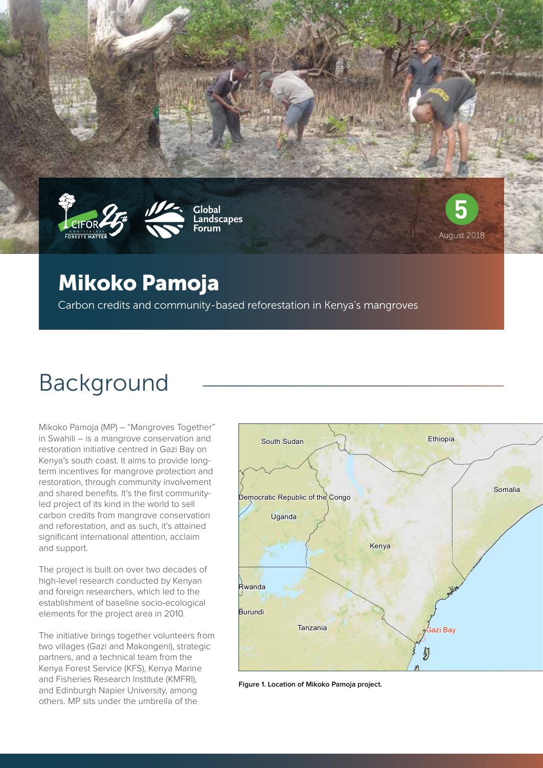# Mikoko Pamoja

Carbon credits and community-based reforestation in Kenya's mangroves

5

August 2018

## Background

Mikoko Pamoja (MP) – "Mangroves Together" in Swahili – is a mangrove conservation and restoration initiative centred in Gazi Bay on Kenya's south coast. It aims to provide long-term incentives for mangrove protection and restoration, through community involvement and shared benefits. It's the first community-led project of its kind in the world to sell carbon credits from mangrove conservation and reforestation, and as such, it's attained significant international attention, acclaim and support.

The project is built on over two decades of high-level research conducted by Kenyan and foreign researchers, which led to the establishment of baseline socio-ecological elements for the project area in 2010.

The initiative brings together volunteers from two villages (Gazi and Makongeni), strategic partners, and a technical team from the Kenya Forest Service (KFS), Kenya Marine and Fisheries Research Institute (KMFRI), and Edinburgh Napier University, among others. MP sits under the umbrella of the

**Figure 1. Location of Mikoko Pamoja project.**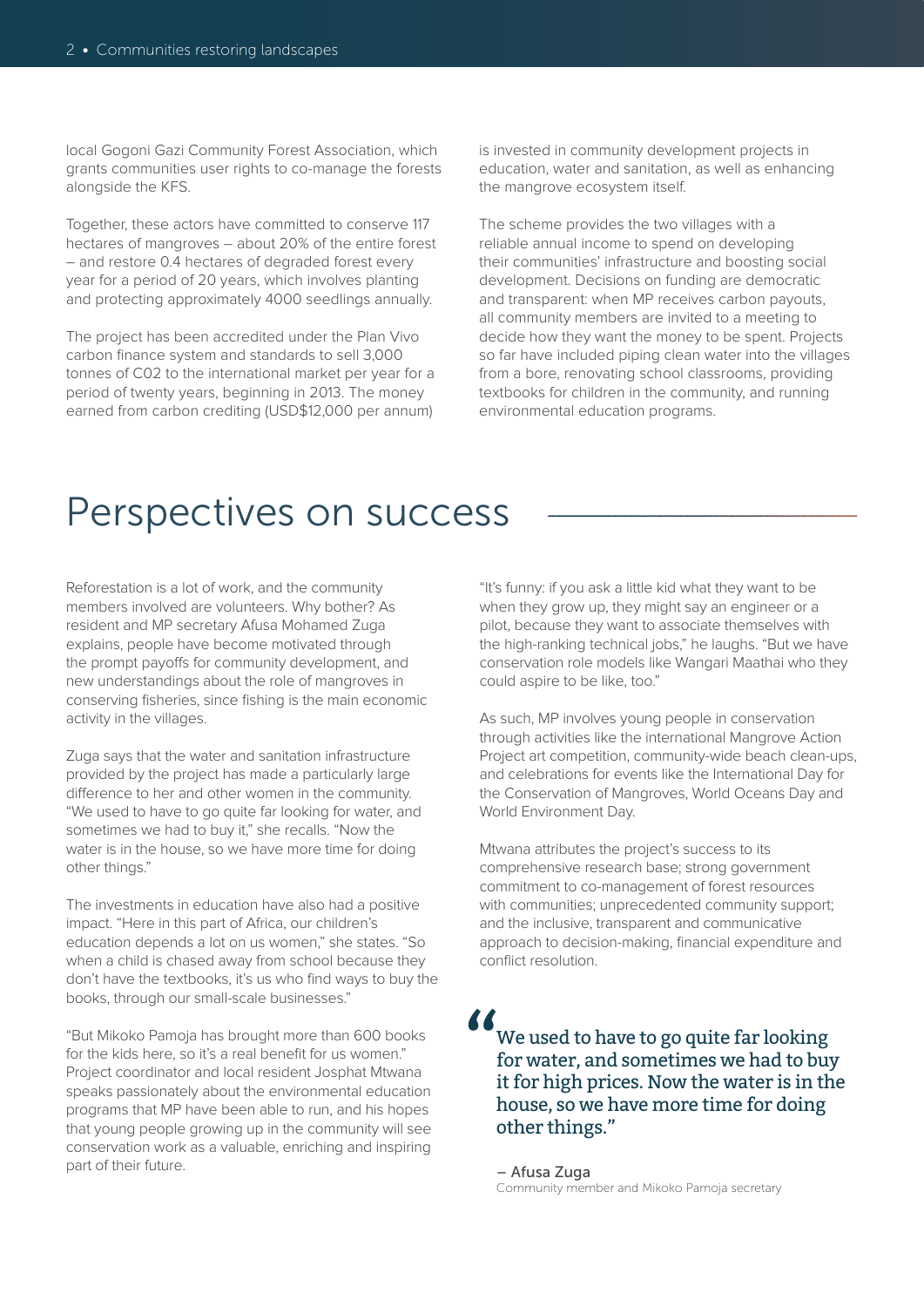local Gogoni Gazi Community Forest Association, which grants communities user rights to co-manage the forests alongside the KFS.

Together, these actors have committed to conserve 117 hectares of mangroves – about 20% of the entire forest – and restore 0.4 hectares of degraded forest every year for a period of 20 years, which involves planting and protecting approximately 4000 seedlings annually.

The project has been accredited under the Plan Vivo carbon finance system and standards to sell 3,000 tonnes of C02 to the international market per year for a period of twenty years, beginning in 2013. The money earned from carbon crediting (USD$12,000 per annum) is invested in community development projects in education, water and sanitation, as well as enhancing the mangrove ecosystem itself.

The scheme provides the two villages with a reliable annual income to spend on developing their communities' infrastructure and boosting social development. Decisions on funding are democratic and transparent: when MP receives carbon payouts, all community members are invited to a meeting to decide how they want the money to be spent. Projects so far have included piping clean water into the villages from a bore, renovating school classrooms, providing textbooks for children in the community, and running environmental education programs.

# Perspectives on success

Reforestation is a lot of work, and the community members involved are volunteers. Why bother? As resident and MP secretary Afusa Mohamed Zuga explains, people have become motivated through the prompt payoffs for community development, and new understandings about the role of mangroves in conserving fisheries, since fishing is the main economic activity in the villages.

Zuga says that the water and sanitation infrastructure provided by the project has made a particularly large difference to her and other women in the community. "We used to have to go quite far looking for water, and sometimes we had to buy it," she recalls. "Now the water is in the house, so we have more time for doing other things."

The investments in education have also had a positive impact. "Here in this part of Africa, our children's education depends a lot on us women," she states. "So when a child is chased away from school because they don't have the textbooks, it's us who find ways to buy the books, through our small-scale businesses."

"But Mikoko Pamoja has brought more than 600 books for the kids here, so it's a real benefit for us women." Project coordinator and local resident Josphat Mtwana speaks passionately about the environmental education programs that MP have been able to run, and his hopes that young people growing up in the community will see conservation work as a valuable, enriching and inspiring part of their future.

"It's funny: if you ask a little kid what they want to be when they grow up, they might say an engineer or a pilot, because they want to associate themselves with the high-ranking technical jobs," he laughs. "But we have conservation role models like Wangari Maathai who they could aspire to be like, too."

As such, MP involves young people in conservation through activities like the international Mangrove Action Project art competition, community-wide beach clean-ups, and celebrations for events like the International Day for the Conservation of Mangroves, World Oceans Day and World Environment Day.

Mtwana attributes the project's success to its comprehensive research base; strong government commitment to co-management of forest resources with communities; unprecedented community support; and the inclusive, transparent and communicative approach to decision-making, financial expenditure and conflict resolution.

> "We used to have to go quite far looking for water, and sometimes we had to buy it for high prices. Now the water is in the house, so we have more time for doing other things."
>
> – Afusa Zuga
> Community member and Mikoko Pamoja secretary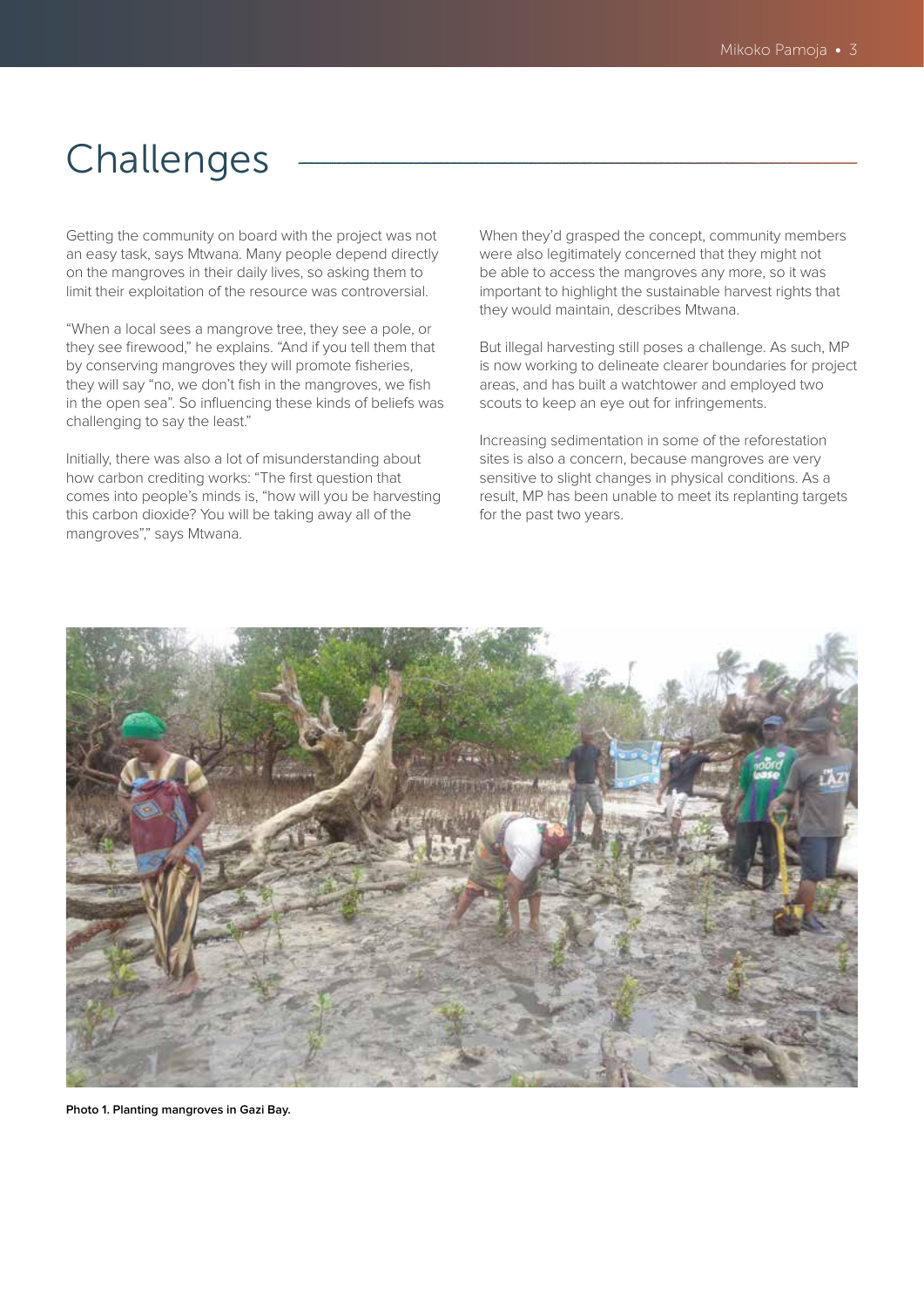# Challenges

Getting the community on board with the project was not an easy task, says Mtwana. Many people depend directly on the mangroves in their daily lives, so asking them to limit their exploitation of the resource was controversial.

"When a local sees a mangrove tree, they see a pole, or they see firewood," he explains. "And if you tell them that by conserving mangroves they will promote fisheries, they will say "no, we don't fish in the mangroves, we fish in the open sea". So influencing these kinds of beliefs was challenging to say the least."

Initially, there was also a lot of misunderstanding about how carbon crediting works: "The first question that comes into people's minds is, "how will you be harvesting this carbon dioxide? You will be taking away all of the mangroves"," says Mtwana.

When they'd grasped the concept, community members were also legitimately concerned that they might not be able to access the mangroves any more, so it was important to highlight the sustainable harvest rights that they would maintain, describes Mtwana.

But illegal harvesting still poses a challenge. As such, MP is now working to delineate clearer boundaries for project areas, and has built a watchtower and employed two scouts to keep an eye out for infringements.

Increasing sedimentation in some of the reforestation sites is also a concern, because mangroves are very sensitive to slight changes in physical conditions. As a result, MP has been unable to meet its replanting targets for the past two years.

**Photo 1. Planting mangroves in Gazi Bay.**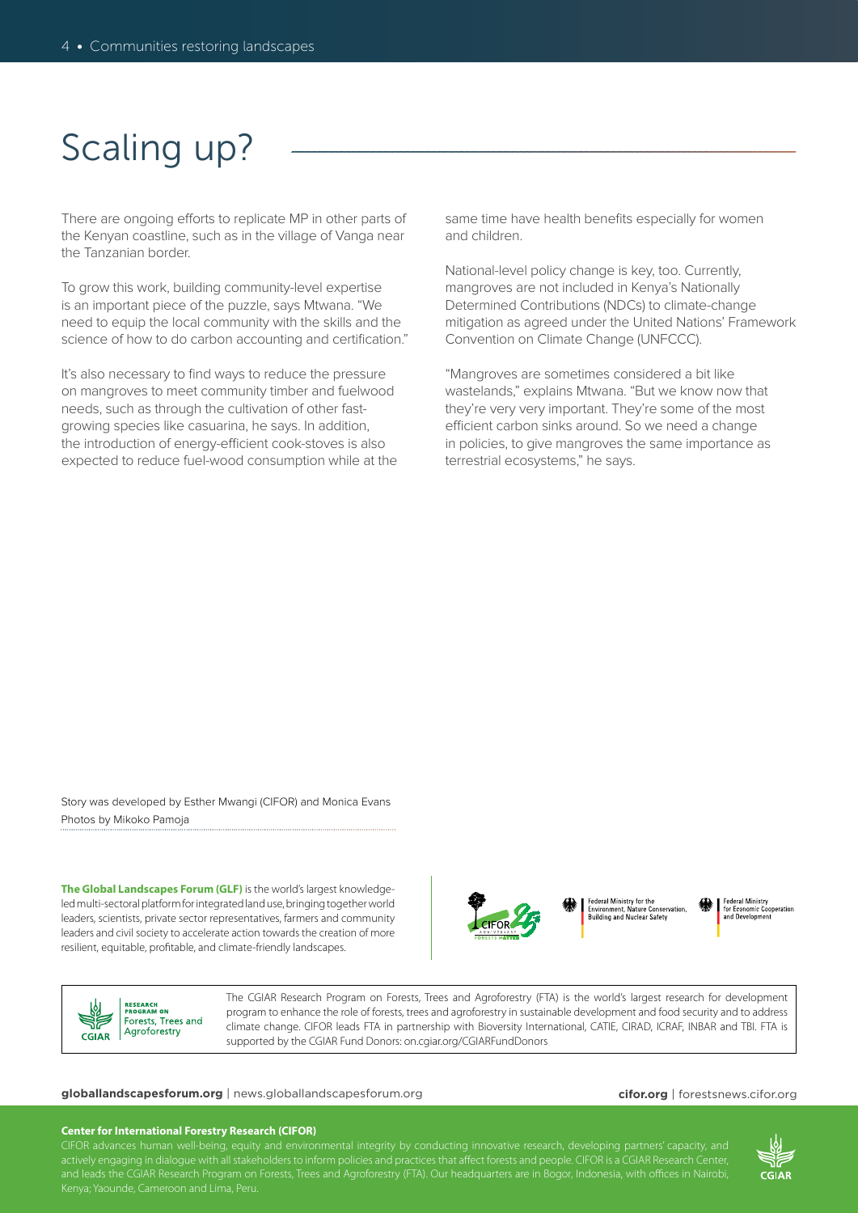# Scaling up?

There are ongoing efforts to replicate MP in other parts of the Kenyan coastline, such as in the village of Vanga near the Tanzanian border.

To grow this work, building community-level expertise is an important piece of the puzzle, says Mtwana. "We need to equip the local community with the skills and the science of how to do carbon accounting and certification."

It's also necessary to find ways to reduce the pressure on mangroves to meet community timber and fuelwood needs, such as through the cultivation of other fast-growing species like casuarina, he says. In addition, the introduction of energy-efficient cook-stoves is also expected to reduce fuel-wood consumption while at the same time have health benefits especially for women and children.

National-level policy change is key, too. Currently, mangroves are not included in Kenya's Nationally Determined Contributions (NDCs) to climate-change mitigation as agreed under the United Nations' Framework Convention on Climate Change (UNFCCC).

"Mangroves are sometimes considered a bit like wastelands," explains Mtwana. "But we know now that they're very very important. They're some of the most efficient carbon sinks around. So we need a change in policies, to give mangroves the same importance as terrestrial ecosystems," he says.

Story was developed by Esther Mwangi (CIFOR) and Monica Evans
Photos by Mikoko Pamoja

**The Global Landscapes Forum (GLF)** is the world's largest knowledge-led multi-sectoral platform for integrated land use, bringing together world leaders, scientists, private sector representatives, farmers and community leaders and civil society to accelerate action towards the creation of more resilient, equitable, profitable, and climate-friendly landscapes.

CIFOR 25 Anniversary — Forests Matter

Federal Ministry for the Environment, Nature Conservation, Building and Nuclear Safety

Federal Ministry for Economic Cooperation and Development

RESEARCH PROGRAM ON Forests, Trees and Agroforestry — CGIAR

The CGIAR Research Program on Forests, Trees and Agroforestry (FTA) is the world's largest research for development program to enhance the role of forests, trees and agroforestry in sustainable development and food security and to address climate change. CIFOR leads FTA in partnership with Bioversity International, CATIE, CIRAD, ICRAF, INBAR and TBI. FTA is supported by the CGIAR Fund Donors: on.cgiar.org/CGIARFundDonors

**globallandscapesforum.org** | news.globallandscapesforum.org

**cifor.org** | forestsnews.cifor.org

**Center for International Forestry Research (CIFOR)**

CIFOR advances human well-being, equity and environmental integrity by conducting innovative research, developing partners' capacity, and actively engaging in dialogue with all stakeholders to inform policies and practices that affect forests and people. CIFOR is a CGIAR Research Center, and leads the CGIAR Research Program on Forests, Trees and Agroforestry (FTA). Our headquarters are in Bogor, Indonesia, with offices in Nairobi, Kenya; Yaounde, Cameroon and Lima, Peru.